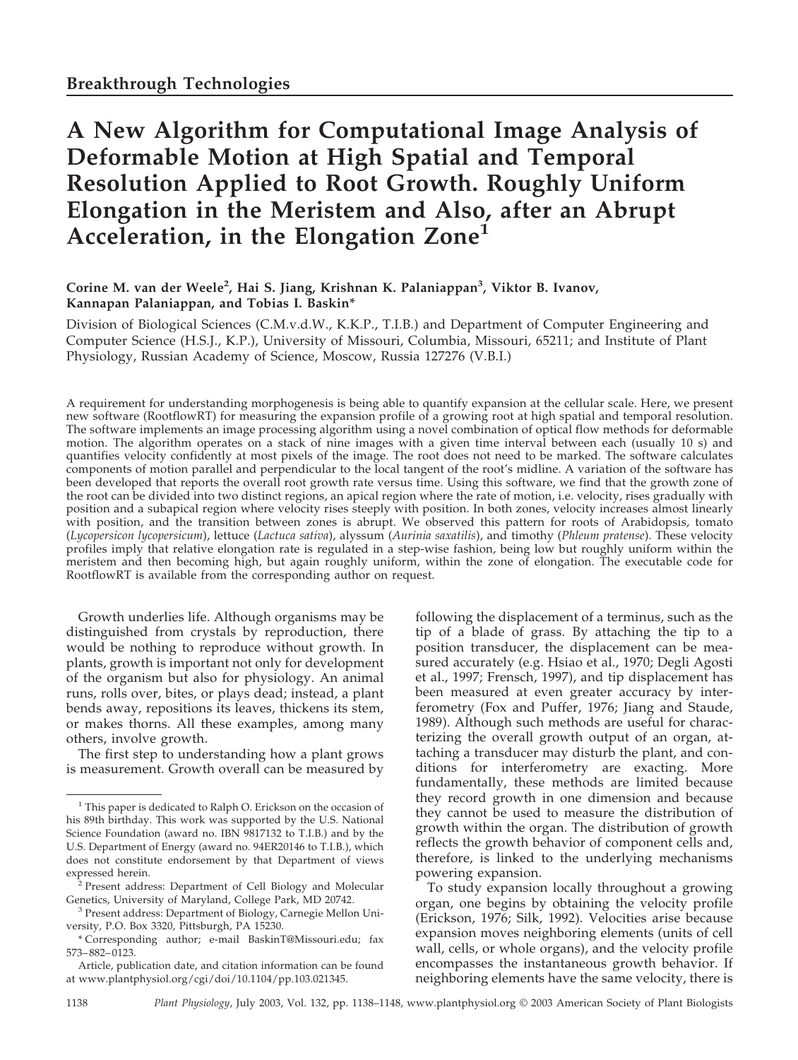**Breakthrough Technologies**

# A New Algorithm for Computational Image Analysis of Deformable Motion at High Spatial and Temporal Resolution Applied to Root Growth. Roughly Uniform Elongation in the Meristem and Also, after an Abrupt Acceleration, in the Elongation Zone[1]

**Corine M. van der Weele[2], Hai S. Jiang, Krishnan K. Palaniappan[3], Viktor B. Ivanov, Kannapan Palaniappan, and Tobias I. Baskin***

Division of Biological Sciences (C.M.v.d.W., K.K.P., T.I.B.) and Department of Computer Engineering and Computer Science (H.S.J., K.P.), University of Missouri, Columbia, Missouri, 65211; and Institute of Plant Physiology, Russian Academy of Science, Moscow, Russia 127276 (V.B.I.)

A requirement for understanding morphogenesis is being able to quantify expansion at the cellular scale. Here, we present new software (RootflowRT) for measuring the expansion profile of a growing root at high spatial and temporal resolution. The software implements an image processing algorithm using a novel combination of optical flow methods for deformable motion. The algorithm operates on a stack of nine images with a given time interval between each (usually 10 s) and quantifies velocity confidently at most pixels of the image. The root does not need to be marked. The software calculates components of motion parallel and perpendicular to the local tangent of the root's midline. A variation of the software has been developed that reports the overall root growth rate versus time. Using this software, we find that the growth zone of the root can be divided into two distinct regions, an apical region where the rate of motion, i.e. velocity, rises gradually with position and a subapical region where velocity rises steeply with position. In both zones, velocity increases almost linearly with position, and the transition between zones is abrupt. We observed this pattern for roots of Arabidopsis, tomato (*Lycopersicon lycopersicum*), lettuce (*Lactuca sativa*), alyssum (*Aurinia saxatilis*), and timothy (*Phleum pratense*). These velocity profiles imply that relative elongation rate is regulated in a step-wise fashion, being low but roughly uniform within the meristem and then becoming high, but again roughly uniform, within the zone of elongation. The executable code for RootflowRT is available from the corresponding author on request.

Growth underlies life. Although organisms may be distinguished from crystals by reproduction, there would be nothing to reproduce without growth. In plants, growth is important not only for development of the organism but also for physiology. An animal runs, rolls over, bites, or plays dead; instead, a plant bends away, repositions its leaves, thickens its stem, or makes thorns. All these examples, among many others, involve growth.

The first step to understanding how a plant grows is measurement. Growth overall can be measured by following the displacement of a terminus, such as the tip of a blade of grass. By attaching the tip to a position transducer, the displacement can be measured accurately (e.g. Hsiao et al., 1970; Degli Agosti et al., 1997; Frensch, 1997), and tip displacement has been measured at even greater accuracy by interferometry (Fox and Puffer, 1976; Jiang and Staude, 1989). Although such methods are useful for characterizing the overall growth output of an organ, attaching a transducer may disturb the plant, and conditions for interferometry are exacting. More fundamentally, these methods are limited because they record growth in one dimension and because they cannot be used to measure the distribution of growth within the organ. The distribution of growth reflects the growth behavior of component cells and, therefore, is linked to the underlying mechanisms powering expansion.

To study expansion locally throughout a growing organ, one begins by obtaining the velocity profile (Erickson, 1976; Silk, 1992). Velocities arise because expansion moves neighboring elements (units of cell wall, cells, or whole organs), and the velocity profile encompasses the instantaneous growth behavior. If neighboring elements have the same velocity, there is

---

[1] This paper is dedicated to Ralph O. Erickson on the occasion of his 89th birthday. This work was supported by the U.S. National Science Foundation (award no. IBN 9817132 to T.I.B.) and by the U.S. Department of Energy (award no. 94ER20146 to T.I.B.), which does not constitute endorsement by that Department of views expressed herein.

[2] Present address: Department of Cell Biology and Molecular Genetics, University of Maryland, College Park, MD 20742.

[3] Present address: Department of Biology, Carnegie Mellon University, P.O. Box 3320, Pittsburgh, PA 15230.

* Corresponding author; e-mail BaskinT@Missouri.edu; fax 573–882–0123.

Article, publication date, and citation information can be found at www.plantphysiol.org/cgi/doi/10.1104/pp.103.021345.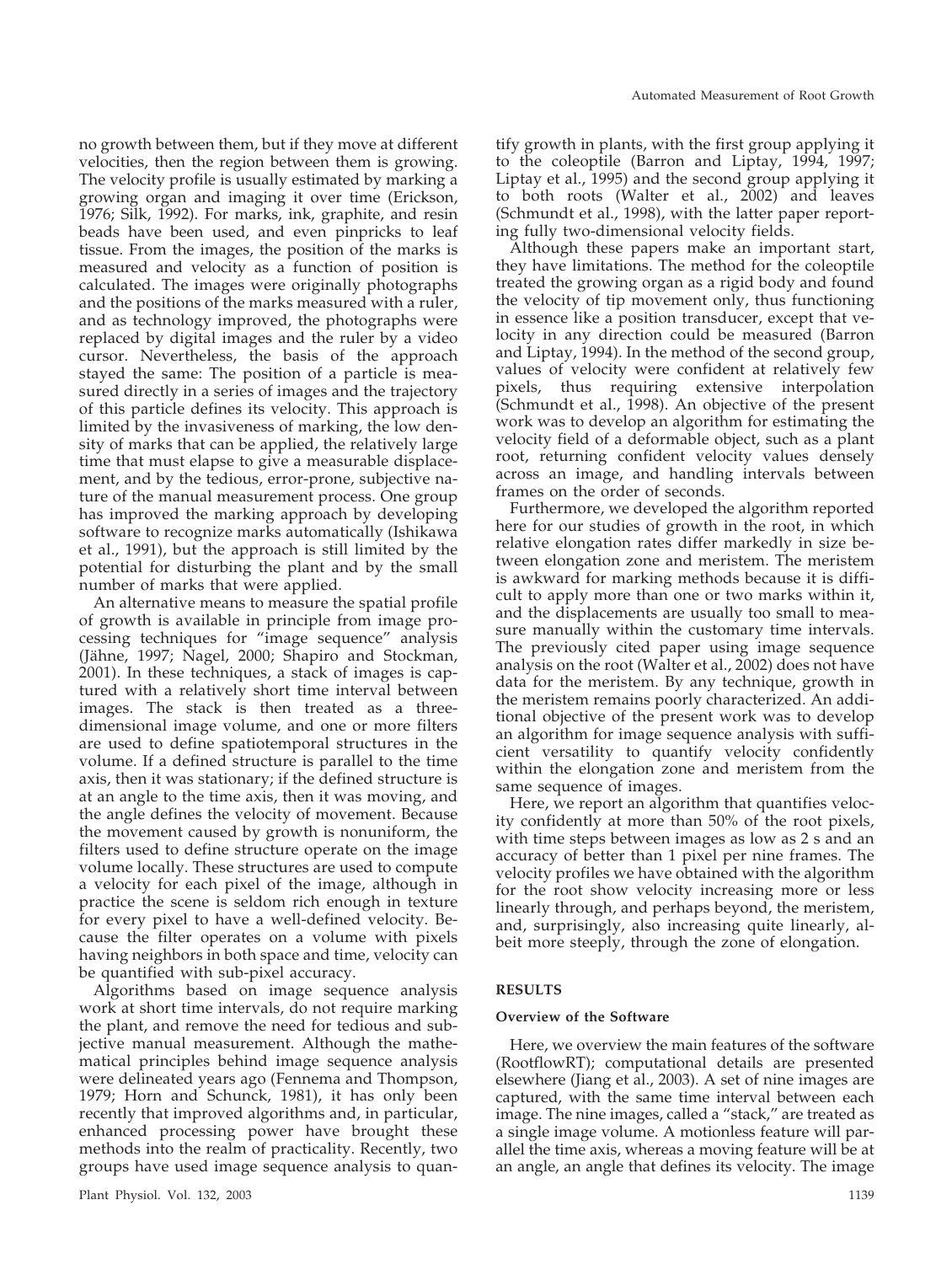no growth between them, but if they move at different velocities, then the region between them is growing. The velocity profile is usually estimated by marking a growing organ and imaging it over time (Erickson, 1976; Silk, 1992). For marks, ink, graphite, and resin beads have been used, and even pinpricks to leaf tissue. From the images, the position of the marks is measured and velocity as a function of position is calculated. The images were originally photographs and the positions of the marks measured with a ruler, and as technology improved, the photographs were replaced by digital images and the ruler by a video cursor. Nevertheless, the basis of the approach stayed the same: The position of a particle is measured directly in a series of images and the trajectory of this particle defines its velocity. This approach is limited by the invasiveness of marking, the low density of marks that can be applied, the relatively large time that must elapse to give a measurable displacement, and by the tedious, error-prone, subjective nature of the manual measurement process. One group has improved the marking approach by developing software to recognize marks automatically (Ishikawa et al., 1991), but the approach is still limited by the potential for disturbing the plant and by the small number of marks that were applied.

An alternative means to measure the spatial profile of growth is available in principle from image processing techniques for "image sequence" analysis (Jähne, 1997; Nagel, 2000; Shapiro and Stockman, 2001). In these techniques, a stack of images is captured with a relatively short time interval between images. The stack is then treated as a three-dimensional image volume, and one or more filters are used to define spatiotemporal structures in the volume. If a defined structure is parallel to the time axis, then it was stationary; if the defined structure is at an angle to the time axis, then it was moving, and the angle defines the velocity of movement. Because the movement caused by growth is nonuniform, the filters used to define structure operate on the image volume locally. These structures are used to compute a velocity for each pixel of the image, although in practice the scene is seldom rich enough in texture for every pixel to have a well-defined velocity. Because the filter operates on a volume with pixels having neighbors in both space and time, velocity can be quantified with sub-pixel accuracy.

Algorithms based on image sequence analysis work at short time intervals, do not require marking the plant, and remove the need for tedious and subjective manual measurement. Although the mathematical principles behind image sequence analysis were delineated years ago (Fennema and Thompson, 1979; Horn and Schunck, 1981), it has only been recently that improved algorithms and, in particular, enhanced processing power have brought these methods into the realm of practicality. Recently, two groups have used image sequence analysis to quantify growth in plants, with the first group applying it to the coleoptile (Barron and Liptay, 1994, 1997; Liptay et al., 1995) and the second group applying it to both roots (Walter et al., 2002) and leaves (Schmundt et al., 1998), with the latter paper reporting fully two-dimensional velocity fields.

Although these papers make an important start, they have limitations. The method for the coleoptile treated the growing organ as a rigid body and found the velocity of tip movement only, thus functioning in essence like a position transducer, except that velocity in any direction could be measured (Barron and Liptay, 1994). In the method of the second group, values of velocity were confident at relatively few pixels, thus requiring extensive interpolation (Schmundt et al., 1998). An objective of the present work was to develop an algorithm for estimating the velocity field of a deformable object, such as a plant root, returning confident velocity values densely across an image, and handling intervals between frames on the order of seconds.

Furthermore, we developed the algorithm reported here for our studies of growth in the root, in which relative elongation rates differ markedly in size between elongation zone and meristem. The meristem is awkward for marking methods because it is difficult to apply more than one or two marks within it, and the displacements are usually too small to measure manually within the customary time intervals. The previously cited paper using image sequence analysis on the root (Walter et al., 2002) does not have data for the meristem. By any technique, growth in the meristem remains poorly characterized. An additional objective of the present work was to develop an algorithm for image sequence analysis with sufficient versatility to quantify velocity confidently within the elongation zone and meristem from the same sequence of images.

Here, we report an algorithm that quantifies velocity confidently at more than 50% of the root pixels, with time steps between images as low as 2 s and an accuracy of better than 1 pixel per nine frames. The velocity profiles we have obtained with the algorithm for the root show velocity increasing more or less linearly through, and perhaps beyond, the meristem, and, surprisingly, also increasing quite linearly, albeit more steeply, through the zone of elongation.

## RESULTS

### Overview of the Software

Here, we overview the main features of the software (RootflowRT); computational details are presented elsewhere (Jiang et al., 2003). A set of nine images are captured, with the same time interval between each image. The nine images, called a "stack," are treated as a single image volume. A motionless feature will parallel the time axis, whereas a moving feature will be at an angle, an angle that defines its velocity. The image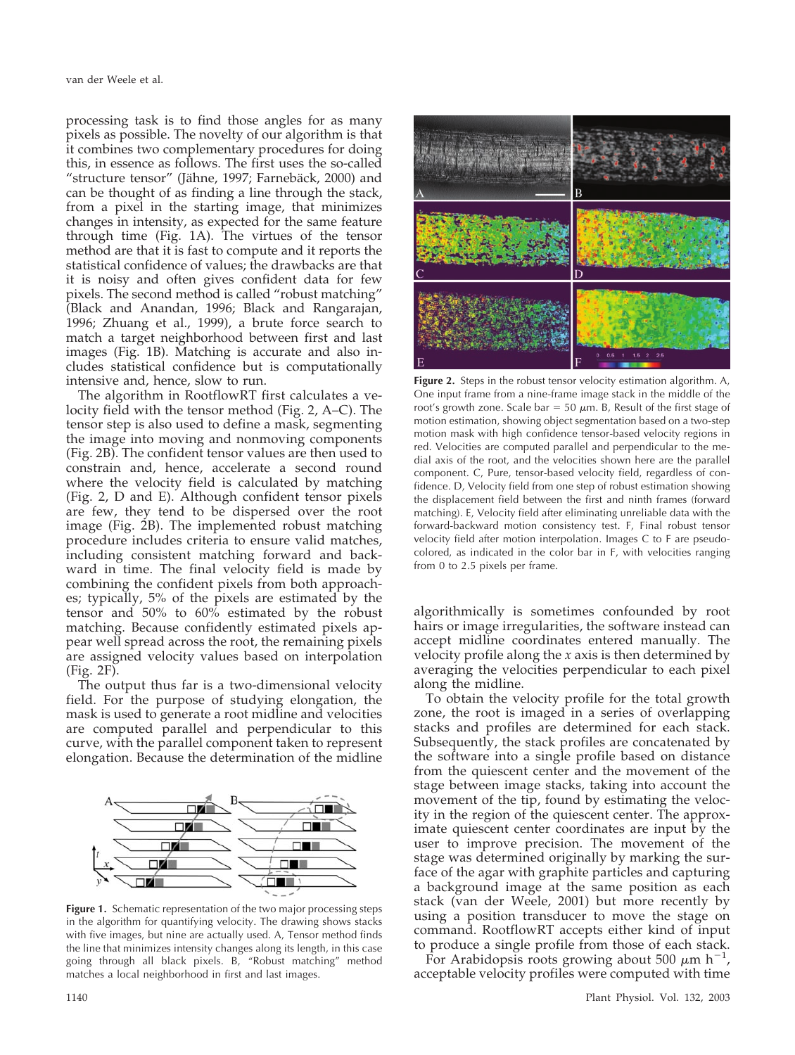processing task is to find those angles for as many pixels as possible. The novelty of our algorithm is that it combines two complementary procedures for doing this, in essence as follows. The first uses the so-called "structure tensor" (Jähne, 1997; Farnebäck, 2000) and can be thought of as finding a line through the stack, from a pixel in the starting image, that minimizes changes in intensity, as expected for the same feature through time (Fig. 1A). The virtues of the tensor method are that it is fast to compute and it reports the statistical confidence of values; the drawbacks are that it is noisy and often gives confident data for few pixels. The second method is called "robust matching" (Black and Anandan, 1996; Black and Rangarajan, 1996; Zhuang et al., 1999), a brute force search to match a target neighborhood between first and last images (Fig. 1B). Matching is accurate and also includes statistical confidence but is computationally intensive and, hence, slow to run.

The algorithm in RootflowRT first calculates a velocity field with the tensor method (Fig. 2, A–C). The tensor step is also used to define a mask, segmenting the image into moving and nonmoving components (Fig. 2B). The confident tensor values are then used to constrain and, hence, accelerate a second round where the velocity field is calculated by matching (Fig. 2, D and E). Although confident tensor pixels are few, they tend to be dispersed over the root image (Fig. 2B). The implemented robust matching procedure includes criteria to ensure valid matches, including consistent matching forward and backward in time. The final velocity field is made by combining the confident pixels from both approaches; typically, 5% of the pixels are estimated by the tensor and 50% to 60% estimated by the robust matching. Because confidently estimated pixels appear well spread across the root, the remaining pixels are assigned velocity values based on interpolation (Fig. 2F).

The output thus far is a two-dimensional velocity field. For the purpose of studying elongation, the mask is used to generate a root midline and velocities are computed parallel and perpendicular to this curve, with the parallel component taken to represent elongation. Because the determination of the midline algorithmically is sometimes confounded by root hairs or image irregularities, the software instead can accept midline coordinates entered manually. The velocity profile along the $x$ axis is then determined by averaging the velocities perpendicular to each pixel along the midline.

**Figure 1.** Schematic representation of the two major processing steps in the algorithm for quantifying velocity. The drawing shows stacks with five images, but nine are actually used. A, Tensor method finds the line that minimizes intensity changes along its length, in this case going through all black pixels. B, "Robust matching" method matches a local neighborhood in first and last images.

**Figure 2.** Steps in the robust tensor velocity estimation algorithm. A, One input frame from a nine-frame image stack in the middle of the root's growth zone. Scale bar = 50 $\mu$m. B, Result of the first stage of motion estimation, showing object segmentation based on a two-step motion mask with high confidence tensor-based velocity regions in red. Velocities are computed parallel and perpendicular to the medial axis of the root, and the velocities shown here are the parallel component. C, Pure, tensor-based velocity field, regardless of confidence. D, Velocity field from one step of robust estimation showing the displacement field between the first and ninth frames (forward matching). E, Velocity field after eliminating unreliable data with the forward-backward motion consistency test. F, Final robust tensor velocity field after motion interpolation. Images C to F are pseudocolored, as indicated in the color bar in F, with velocities ranging from 0 to 2.5 pixels per frame.

To obtain the velocity profile for the total growth zone, the root is imaged in a series of overlapping stacks and profiles are determined for each stack. Subsequently, the stack profiles are concatenated by the software into a single profile based on distance from the quiescent center and the movement of the stage between image stacks, taking into account the movement of the tip, found by estimating the velocity in the region of the quiescent center. The approximate quiescent center coordinates are input by the user to improve precision. The movement of the stage was determined originally by marking the surface of the agar with graphite particles and capturing a background image at the same position as each stack (van der Weele, 2001) but more recently by using a position transducer to move the stage on command. RootflowRT accepts either kind of input to produce a single profile from those of each stack.

For Arabidopsis roots growing about 500 $\mu$m h$^{-1}$, acceptable velocity profiles were computed with time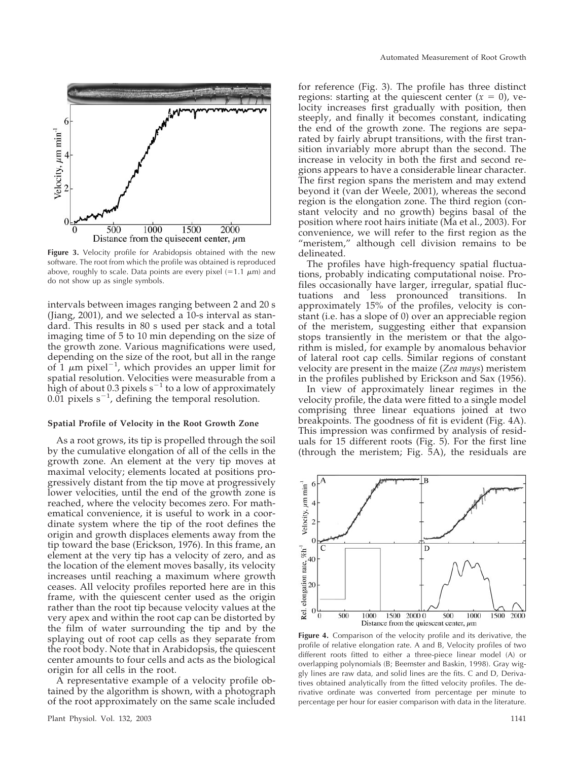**Figure 3.** Velocity profile for Arabidopsis obtained with the new software. The root from which the profile was obtained is reproduced above, roughly to scale. Data points are every pixel (=1.1 μm) and do not show up as single symbols.

intervals between images ranging between 2 and 20 s (Jiang, 2001), and we selected a 10-s interval as standard. This results in 80 s used per stack and a total imaging time of 5 to 10 min depending on the size of the growth zone. Various magnifications were used, depending on the size of the root, but all in the range of 1 μm pixel$^{-1}$, which provides an upper limit for spatial resolution. Velocities were measurable from a high of about 0.3 pixels s$^{-1}$ to a low of approximately 0.01 pixels s$^{-1}$, defining the temporal resolution.

#### Spatial Profile of Velocity in the Root Growth Zone

As a root grows, its tip is propelled through the soil by the cumulative elongation of all of the cells in the growth zone. An element at the very tip moves at maximal velocity; elements located at positions progressively distant from the tip move at progressively lower velocities, until the end of the growth zone is reached, where the velocity becomes zero. For mathematical convenience, it is useful to work in a coordinate system where the tip of the root defines the origin and growth displaces elements away from the tip toward the base (Erickson, 1976). In this frame, an element at the very tip has a velocity of zero, and as the location of the element moves basally, its velocity increases until reaching a maximum where growth ceases. All velocity profiles reported here are in this frame, with the quiescent center used as the origin rather than the root tip because velocity values at the very apex and within the root cap can be distorted by the film of water surrounding the tip and by the splaying out of root cap cells as they separate from the root body. Note that in Arabidopsis, the quiescent center amounts to four cells and acts as the biological origin for all cells in the root.

A representative example of a velocity profile obtained by the algorithm is shown, with a photograph of the root approximately on the same scale included for reference (Fig. 3). The profile has three distinct regions: starting at the quiescent center ($x = 0$), velocity increases first gradually with position, then steeply, and finally it becomes constant, indicating the end of the growth zone. The regions are separated by fairly abrupt transitions, with the first transition invariably more abrupt than the second. The increase in velocity in both the first and second regions appears to have a considerable linear character. The first region spans the meristem and may extend beyond it (van der Weele, 2001), whereas the second region is the elongation zone. The third region (constant velocity and no growth) begins basal of the position where root hairs initiate (Ma et al., 2003). For convenience, we will refer to the first region as the "meristem," although cell division remains to be delineated.

The profiles have high-frequency spatial fluctuations, probably indicating computational noise. Profiles occasionally have larger, irregular, spatial fluctuations and less pronounced transitions. In approximately 15% of the profiles, velocity is constant (i.e. has a slope of 0) over an appreciable region of the meristem, suggesting either that expansion stops transiently in the meristem or that the algorithm is misled, for example by anomalous behavior of lateral root cap cells. Similar regions of constant velocity are present in the maize (*Zea mays*) meristem in the profiles published by Erickson and Sax (1956).

In view of approximately linear regimes in the velocity profile, the data were fitted to a single model comprising three linear equations joined at two breakpoints. The goodness of fit is evident (Fig. 4A). This impression was confirmed by analysis of residuals for 15 different roots (Fig. 5). For the first line (through the meristem; Fig. 5A), the residuals are

**Figure 4.** Comparison of the velocity profile and its derivative, the profile of relative elongation rate. A and B, Velocity profiles of two different roots fitted to either a three-piece linear model (A) or overlapping polynomials (B; Beemster and Baskin, 1998). Gray wiggly lines are raw data, and solid lines are the fits. C and D, Derivatives obtained analytically from the fitted velocity profiles. The derivative ordinate was converted from percentage per minute to percentage per hour for easier comparison with data in the literature.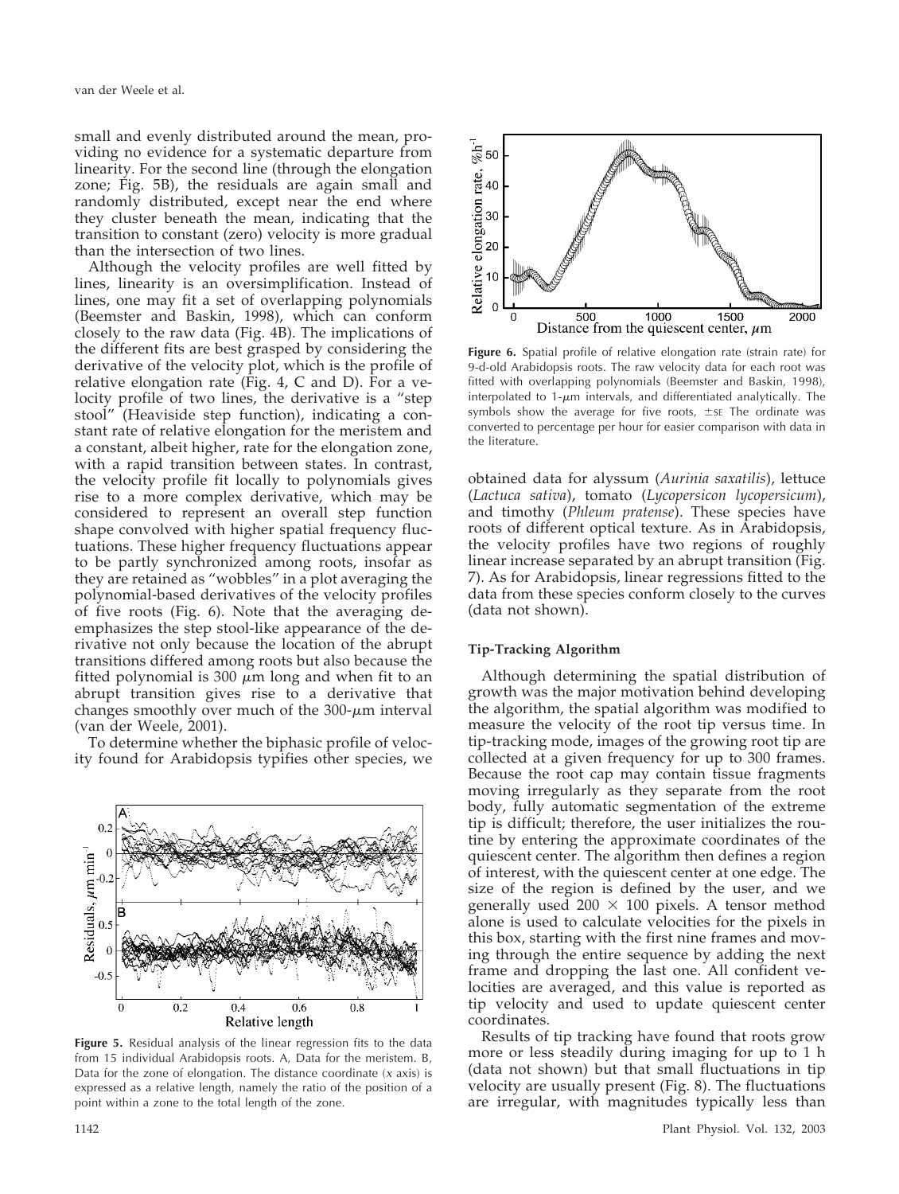small and evenly distributed around the mean, providing no evidence for a systematic departure from linearity. For the second line (through the elongation zone; Fig. 5B), the residuals are again small and randomly distributed, except near the end where they cluster beneath the mean, indicating that the transition to constant (zero) velocity is more gradual than the intersection of two lines.

Although the velocity profiles are well fitted by lines, linearity is an oversimplification. Instead of lines, one may fit a set of overlapping polynomials (Beemster and Baskin, 1998), which can conform closely to the raw data (Fig. 4B). The implications of the different fits are best grasped by considering the derivative of the velocity plot, which is the profile of relative elongation rate (Fig. 4, C and D). For a velocity profile of two lines, the derivative is a "step stool" (Heaviside step function), indicating a constant rate of relative elongation for the meristem and a constant, albeit higher, rate for the elongation zone, with a rapid transition between states. In contrast, the velocity profile fit locally to polynomials gives rise to a more complex derivative, which may be considered to represent an overall step function shape convolved with higher spatial frequency fluctuations. These higher frequency fluctuations appear to be partly synchronized among roots, insofar as they are retained as "wobbles" in a plot averaging the polynomial-based derivatives of the velocity profiles of five roots (Fig. 6). Note that the averaging deemphasizes the step stool-like appearance of the derivative not only because the location of the abrupt transitions differed among roots but also because the fitted polynomial is 300 $\mu$m long and when fit to an abrupt transition gives rise to a derivative that changes smoothly over much of the 300-$\mu$m interval (van der Weele, 2001).

To determine whether the biphasic profile of velocity found for Arabidopsis typifies other species, we obtained data for alyssum (*Aurinia saxatilis*), lettuce (*Lactuca sativa*), tomato (*Lycopersicon lycopersicum*), and timothy (*Phleum pratense*). These species have roots of different optical texture. As in Arabidopsis, the velocity profiles have two regions of roughly linear increase separated by an abrupt transition (Fig. 7). As for Arabidopsis, linear regressions fitted to the data from these species conform closely to the curves (data not shown).

**Figure 5.** Residual analysis of the linear regression fits to the data from 15 individual Arabidopsis roots. A, Data for the meristem. B, Data for the zone of elongation. The distance coordinate (*x* axis) is expressed as a relative length, namely the ratio of the position of a point within a zone to the total length of the zone.

**Figure 6.** Spatial profile of relative elongation rate (strain rate) for 9-d-old Arabidopsis roots. The raw velocity data for each root was fitted with overlapping polynomials (Beemster and Baskin, 1998), interpolated to 1-$\mu$m intervals, and differentiated analytically. The symbols show the average for five roots, $\pm$SE The ordinate was converted to percentage per hour for easier comparison with data in the literature.

### Tip-Tracking Algorithm

Although determining the spatial distribution of growth was the major motivation behind developing the algorithm, the spatial algorithm was modified to measure the velocity of the root tip versus time. In tip-tracking mode, images of the growing root tip are collected at a given frequency for up to 300 frames. Because the root cap may contain tissue fragments moving irregularly as they separate from the root body, fully automatic segmentation of the extreme tip is difficult; therefore, the user initializes the routine by entering the approximate coordinates of the quiescent center. The algorithm then defines a region of interest, with the quiescent center at one edge. The size of the region is defined by the user, and we generally used 200 $\times$ 100 pixels. A tensor method alone is used to calculate velocities for the pixels in this box, starting with the first nine frames and moving through the entire sequence by adding the next frame and dropping the last one. All confident velocities are averaged, and this value is reported as tip velocity and used to update quiescent center coordinates.

Results of tip tracking have found that roots grow more or less steadily during imaging for up to 1 h (data not shown) but that small fluctuations in tip velocity are usually present (Fig. 8). The fluctuations are irregular, with magnitudes typically less than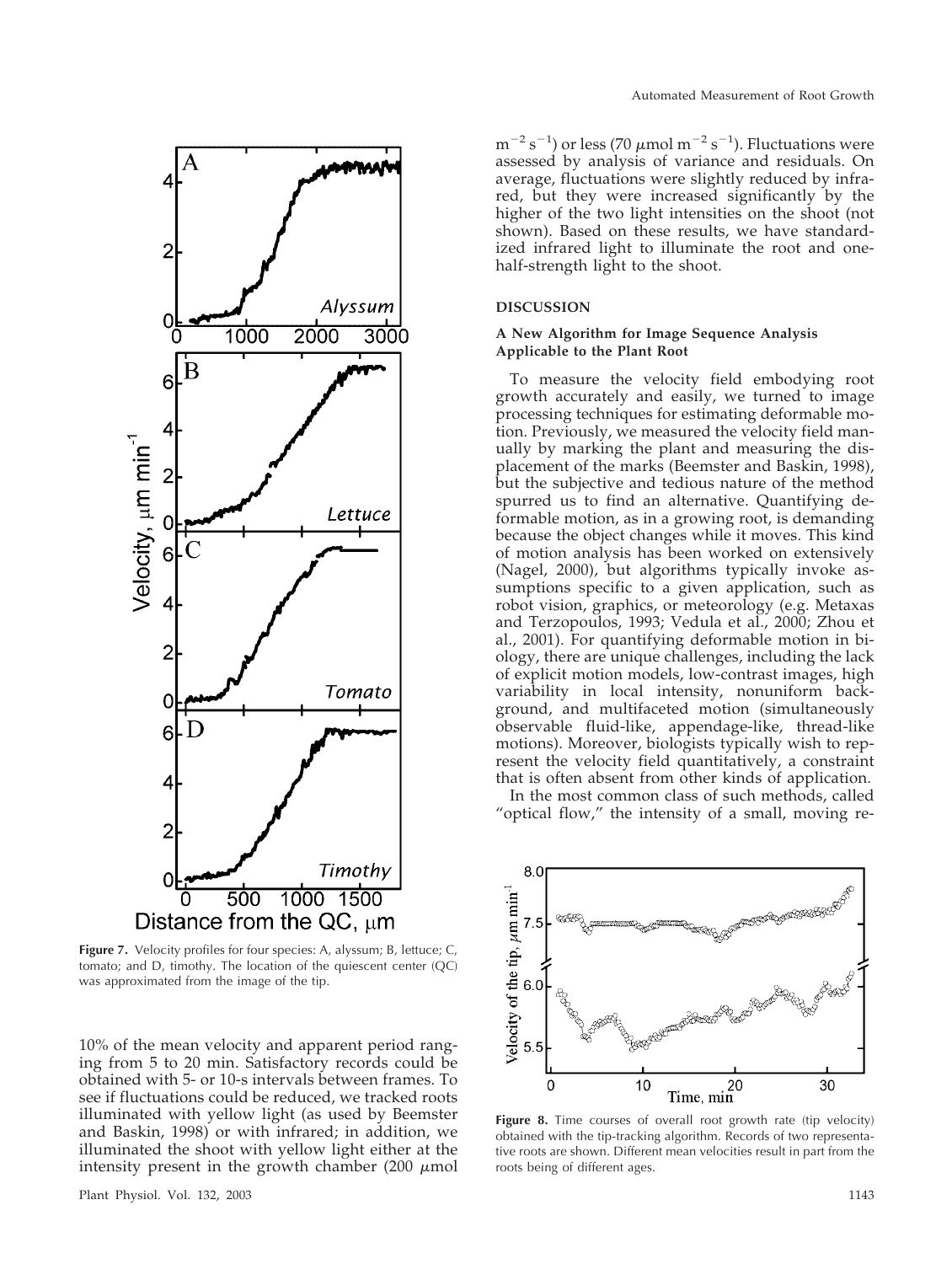Figure 7. Velocity profiles for four species: A, alyssum; B, lettuce; C, tomato; and D, timothy. The location of the quiescent center (QC) was approximated from the image of the tip.

10% of the mean velocity and apparent period ranging from 5 to 20 min. Satisfactory records could be obtained with 5- or 10-s intervals between frames. To see if fluctuations could be reduced, we tracked roots illuminated with yellow light (as used by Beemster and Baskin, 1998) or with infrared; in addition, we illuminated the shoot with yellow light either at the intensity present in the growth chamber (200 $\mu$mol $m^{-2}$ $s^{-1}$) or less (70 $\mu$mol $m^{-2}$ $s^{-1}$). Fluctuations were assessed by analysis of variance and residuals. On average, fluctuations were slightly reduced by infrared, but they were increased significantly by the higher of the two light intensities on the shoot (not shown). Based on these results, we have standardized infrared light to illuminate the root and one-half-strength light to the shoot.

## DISCUSSION

### A New Algorithm for Image Sequence Analysis Applicable to the Plant Root

To measure the velocity field embodying root growth accurately and easily, we turned to image processing techniques for estimating deformable motion. Previously, we measured the velocity field manually by marking the plant and measuring the displacement of the marks (Beemster and Baskin, 1998), but the subjective and tedious nature of the method spurred us to find an alternative. Quantifying deformable motion, as in a growing root, is demanding because the object changes while it moves. This kind of motion analysis has been worked on extensively (Nagel, 2000), but algorithms typically invoke assumptions specific to a given application, such as robot vision, graphics, or meteorology (e.g. Metaxas and Terzopoulos, 1993; Vedula et al., 2000; Zhou et al., 2001). For quantifying deformable motion in biology, there are unique challenges, including the lack of explicit motion models, low-contrast images, high variability in local intensity, nonuniform background, and multifaceted motion (simultaneously observable fluid-like, appendage-like, thread-like motions). Moreover, biologists typically wish to represent the velocity field quantitatively, a constraint that is often absent from other kinds of application.

In the most common class of such methods, called "optical flow," the intensity of a small, moving re-

Figure 8. Time courses of overall root growth rate (tip velocity) obtained with the tip-tracking algorithm. Records of two representative roots are shown. Different mean velocities result in part from the roots being of different ages.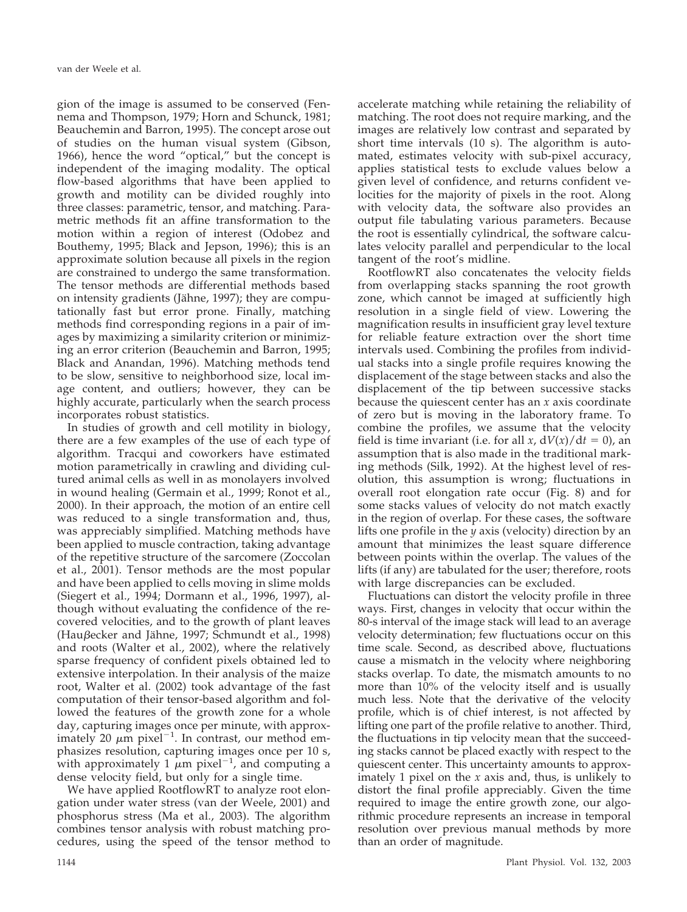gion of the image is assumed to be conserved (Fennema and Thompson, 1979; Horn and Schunck, 1981; Beauchemin and Barron, 1995). The concept arose out of studies on the human visual system (Gibson, 1966), hence the word "optical," but the concept is independent of the imaging modality. The optical flow-based algorithms that have been applied to growth and motility can be divided roughly into three classes: parametric, tensor, and matching. Parametric methods fit an affine transformation to the motion within a region of interest (Odobez and Bouthemy, 1995; Black and Jepson, 1996); this is an approximate solution because all pixels in the region are constrained to undergo the same transformation. The tensor methods are differential methods based on intensity gradients (Jähne, 1997); they are computationally fast but error prone. Finally, matching methods find corresponding regions in a pair of images by maximizing a similarity criterion or minimizing an error criterion (Beauchemin and Barron, 1995; Black and Anandan, 1996). Matching methods tend to be slow, sensitive to neighborhood size, local image content, and outliers; however, they can be highly accurate, particularly when the search process incorporates robust statistics.

In studies of growth and cell motility in biology, there are a few examples of the use of each type of algorithm. Tracqui and coworkers have estimated motion parametrically in crawling and dividing cultured animal cells as well in as monolayers involved in wound healing (Germain et al., 1999; Ronot et al., 2000). In their approach, the motion of an entire cell was reduced to a single transformation and, thus, was appreciably simplified. Matching methods have been applied to muscle contraction, taking advantage of the repetitive structure of the sarcomere (Zoccolan et al., 2001). Tensor methods are the most popular and have been applied to cells moving in slime molds (Siegert et al., 1994; Dormann et al., 1996, 1997), although without evaluating the confidence of the recovered velocities, and to the growth of plant leaves (Hauβecker and Jähne, 1997; Schmundt et al., 1998) and roots (Walter et al., 2002), where the relatively sparse frequency of confident pixels obtained led to extensive interpolation. In their analysis of the maize root, Walter et al. (2002) took advantage of the fast computation of their tensor-based algorithm and followed the features of the growth zone for a whole day, capturing images once per minute, with approximately 20 $\mu$m pixel$^{-1}$. In contrast, our method emphasizes resolution, capturing images once per 10 s, with approximately 1 $\mu$m pixel$^{-1}$, and computing a dense velocity field, but only for a single time.

We have applied RootflowRT to analyze root elongation under water stress (van der Weele, 2001) and phosphorus stress (Ma et al., 2003). The algorithm combines tensor analysis with robust matching procedures, using the speed of the tensor method to accelerate matching while retaining the reliability of matching. The root does not require marking, and the images are relatively low contrast and separated by short time intervals (10 s). The algorithm is automated, estimates velocity with sub-pixel accuracy, applies statistical tests to exclude values below a given level of confidence, and returns confident velocities for the majority of pixels in the root. Along with velocity data, the software also provides an output file tabulating various parameters. Because the root is essentially cylindrical, the software calculates velocity parallel and perpendicular to the local tangent of the root's midline.

RootflowRT also concatenates the velocity fields from overlapping stacks spanning the root growth zone, which cannot be imaged at sufficiently high resolution in a single field of view. Lowering the magnification results in insufficient gray level texture for reliable feature extraction over the short time intervals used. Combining the profiles from individual stacks into a single profile requires knowing the displacement of the stage between stacks and also the displacement of the tip between successive stacks because the quiescent center has an $x$ axis coordinate of zero but is moving in the laboratory frame. To combine the profiles, we assume that the velocity field is time invariant (i.e. for all $x$, $dV(x)/dt = 0$), an assumption that is also made in the traditional marking methods (Silk, 1992). At the highest level of resolution, this assumption is wrong; fluctuations in overall root elongation rate occur (Fig. 8) and for some stacks values of velocity do not match exactly in the region of overlap. For these cases, the software lifts one profile in the $y$ axis (velocity) direction by an amount that minimizes the least square difference between points within the overlap. The values of the lifts (if any) are tabulated for the user; therefore, roots with large discrepancies can be excluded.

Fluctuations can distort the velocity profile in three ways. First, changes in velocity that occur within the 80-s interval of the image stack will lead to an average velocity determination; few fluctuations occur on this time scale. Second, as described above, fluctuations cause a mismatch in the velocity where neighboring stacks overlap. To date, the mismatch amounts to no more than 10% of the velocity itself and is usually much less. Note that the derivative of the velocity profile, which is of chief interest, is not affected by lifting one part of the profile relative to another. Third, the fluctuations in tip velocity mean that the succeeding stacks cannot be placed exactly with respect to the quiescent center. This uncertainty amounts to approximately 1 pixel on the $x$ axis and, thus, is unlikely to distort the final profile appreciably. Given the time required to image the entire growth zone, our algorithmic procedure represents an increase in temporal resolution over previous manual methods by more than an order of magnitude.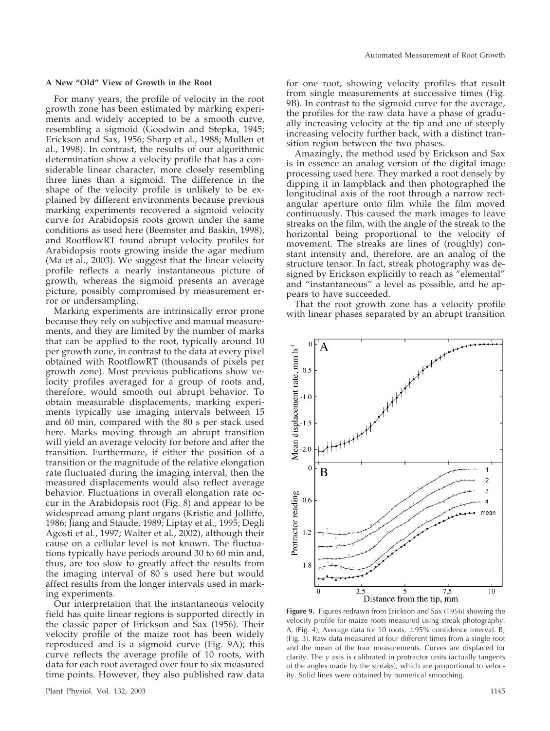### A New "Old" View of Growth in the Root

For many years, the profile of velocity in the root growth zone has been estimated by marking experiments and widely accepted to be a smooth curve, resembling a sigmoid (Goodwin and Stepka, 1945; Erickson and Sax, 1956; Sharp et al., 1988; Mullen et al., 1998). In contrast, the results of our algorithmic determination show a velocity profile that has a considerable linear character, more closely resembling three lines than a sigmoid. The difference in the shape of the velocity profile is unlikely to be explained by different environments because previous marking experiments recovered a sigmoid velocity curve for Arabidopsis roots grown under the same conditions as used here (Beemster and Baskin, 1998), and RootflowRT found abrupt velocity profiles for Arabidopsis roots growing inside the agar medium (Ma et al., 2003). We suggest that the linear velocity profile reflects a nearly instantaneous picture of growth, whereas the sigmoid presents an average picture, possibly compromised by measurement error or undersampling.

Marking experiments are intrinsically error prone because they rely on subjective and manual measurements, and they are limited by the number of marks that can be applied to the root, typically around 10 per growth zone, in contrast to the data at every pixel obtained with RootflowRT (thousands of pixels per growth zone). Most previous publications show velocity profiles averaged for a group of roots and, therefore, would smooth out abrupt behavior. To obtain measurable displacements, marking experiments typically use imaging intervals between 15 and 60 min, compared with the 80 s per stack used here. Marks moving through an abrupt transition will yield an average velocity for before and after the transition. Furthermore, if either the position of a transition or the magnitude of the relative elongation rate fluctuated during the imaging interval, then the measured displacements would also reflect average behavior. Fluctuations in overall elongation rate occur in the Arabidopsis root (Fig. 8) and appear to be widespread among plant organs (Kristie and Jolliffe, 1986; Jiang and Staude, 1989; Liptay et al., 1995; Degli Agosti et al., 1997; Walter et al., 2002), although their cause on a cellular level is not known. The fluctuations typically have periods around 30 to 60 min and, thus, are too slow to greatly affect the results from the imaging interval of 80 s used here but would affect results from the longer intervals used in marking experiments.

Our interpretation that the instantaneous velocity field has quite linear regions is supported directly in the classic paper of Erickson and Sax (1956). Their velocity profile of the maize root has been widely reproduced and is a sigmoid curve (Fig. 9A); this curve reflects the average profile of 10 roots, with data for each root averaged over four to six measured time points. However, they also published raw data for one root, showing velocity profiles that result from single measurements at successive times (Fig. 9B). In contrast to the sigmoid curve for the average, the profiles for the raw data have a phase of gradually increasing velocity at the tip and one of steeply increasing velocity further back, with a distinct transition region between the two phases.

Amazingly, the method used by Erickson and Sax is in essence an analog version of the digital image processing used here. They marked a root densely by dipping it in lampblack and then photographed the longitudinal axis of the root through a narrow rectangular aperture onto film while the film moved continuously. This caused the mark images to leave streaks on the film, with the angle of the streak to the horizontal being proportional to the velocity of movement. The streaks are lines of (roughly) constant intensity and, therefore, are an analog of the structure tensor. In fact, streak photography was designed by Erickson explicitly to reach as "elemental" and "instantaneous" a level as possible, and he appears to have succeeded.

That the root growth zone has a velocity profile with linear phases separated by an abrupt transition

**Figure 9.** Figures redrawn from Erickson and Sax (1956) showing the velocity profile for maize roots measured using streak photography. A, (Fig. 4), Average data for 10 roots, ±95% confidence interval. B, (Fig. 3), Raw data measured at four different times from a single root and the mean of the four measurements. Curves are displaced for clarity. The *y* axis is calibrated in protractor units (actually tangents of the angles made by the streaks), which are proportional to velocity. Solid lines were obtained by numerical smoothing.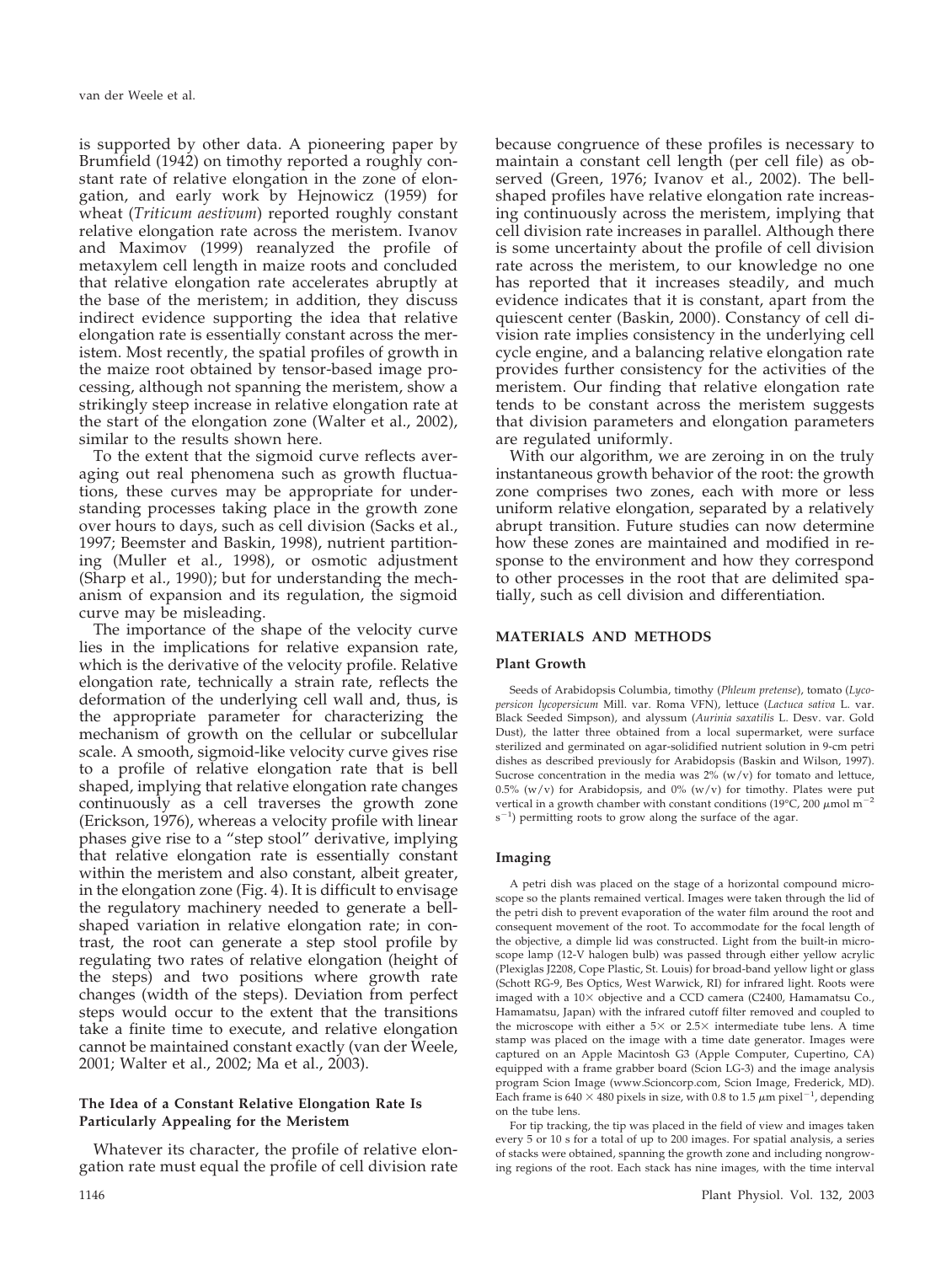is supported by other data. A pioneering paper by Brumfield (1942) on timothy reported a roughly constant rate of relative elongation in the zone of elongation, and early work by Hejnowicz (1959) for wheat (*Triticum aestivum*) reported roughly constant relative elongation rate across the meristem. Ivanov and Maximov (1999) reanalyzed the profile of metaxylem cell length in maize roots and concluded that relative elongation rate accelerates abruptly at the base of the meristem; in addition, they discuss indirect evidence supporting the idea that relative elongation rate is essentially constant across the meristem. Most recently, the spatial profiles of growth in the maize root obtained by tensor-based image processing, although not spanning the meristem, show a strikingly steep increase in relative elongation rate at the start of the elongation zone (Walter et al., 2002), similar to the results shown here.

To the extent that the sigmoid curve reflects averaging out real phenomena such as growth fluctuations, these curves may be appropriate for understanding processes taking place in the growth zone over hours to days, such as cell division (Sacks et al., 1997; Beemster and Baskin, 1998), nutrient partitioning (Muller et al., 1998), or osmotic adjustment (Sharp et al., 1990); but for understanding the mechanism of expansion and its regulation, the sigmoid curve may be misleading.

The importance of the shape of the velocity curve lies in the implications for relative expansion rate, which is the derivative of the velocity profile. Relative elongation rate, technically a strain rate, reflects the deformation of the underlying cell wall and, thus, is the appropriate parameter for characterizing the mechanism of growth on the cellular or subcellular scale. A smooth, sigmoid-like velocity curve gives rise to a profile of relative elongation rate that is bell shaped, implying that relative elongation rate changes continuously as a cell traverses the growth zone (Erickson, 1976), whereas a velocity profile with linear phases give rise to a "step stool" derivative, implying that relative elongation rate is essentially constant within the meristem and also constant, albeit greater, in the elongation zone (Fig. 4). It is difficult to envisage the regulatory machinery needed to generate a bell-shaped variation in relative elongation rate; in contrast, the root can generate a step stool profile by regulating two rates of relative elongation (height of the steps) and two positions where growth rate changes (width of the steps). Deviation from perfect steps would occur to the extent that the transitions take a finite time to execute, and relative elongation cannot be maintained constant exactly (van der Weele, 2001; Walter et al., 2002; Ma et al., 2003).

### The Idea of a Constant Relative Elongation Rate Is Particularly Appealing for the Meristem

Whatever its character, the profile of relative elongation rate must equal the profile of cell division rate because congruence of these profiles is necessary to maintain a constant cell length (per cell file) as observed (Green, 1976; Ivanov et al., 2002). The bell-shaped profiles have relative elongation rate increasing continuously across the meristem, implying that cell division rate increases in parallel. Although there is some uncertainty about the profile of cell division rate across the meristem, to our knowledge no one has reported that it increases steadily, and much evidence indicates that it is constant, apart from the quiescent center (Baskin, 2000). Constancy of cell division rate implies consistency in the underlying cell cycle engine, and a balancing relative elongation rate provides further consistency for the activities of the meristem. Our finding that relative elongation rate tends to be constant across the meristem suggests that division parameters and elongation parameters are regulated uniformly.

With our algorithm, we are zeroing in on the truly instantaneous growth behavior of the root: the growth zone comprises two zones, each with more or less uniform relative elongation, separated by a relatively abrupt transition. Future studies can now determine how these zones are maintained and modified in response to the environment and how they correspond to other processes in the root that are delimited spatially, such as cell division and differentiation.

## MATERIALS AND METHODS

### Plant Growth

Seeds of Arabidopsis Columbia, timothy (*Phleum pretense*), tomato (*Lycopersicon lycopersicum* Mill. var. Roma VFN), lettuce (*Lactuca sativa* L. var. Black Seeded Simpson), and alyssum (*Aurinia saxatilis* L. Desv. var. Gold Dust), the latter three obtained from a local supermarket, were surface sterilized and germinated on agar-solidified nutrient solution in 9-cm petri dishes as described previously for Arabidopsis (Baskin and Wilson, 1997). Sucrose concentration in the media was 2% (w/v) for tomato and lettuce, 0.5% (w/v) for Arabidopsis, and 0% (w/v) for timothy. Plates were put vertical in a growth chamber with constant conditions (19°C, 200 $\mu$mol m$^{-2}$ s$^{-1}$) permitting roots to grow along the surface of the agar.

### Imaging

A petri dish was placed on the stage of a horizontal compound microscope so the plants remained vertical. Images were taken through the lid of the petri dish to prevent evaporation of the water film around the root and consequent movement of the root. To accommodate for the focal length of the objective, a dimple lid was constructed. Light from the built-in microscope lamp (12-V halogen bulb) was passed through either yellow acrylic (Plexiglas J2208, Cope Plastic, St. Louis) for broad-band yellow light or glass (Schott RG-9, Bes Optics, West Warwick, RI) for infrared light. Roots were imaged with a 10× objective and a CCD camera (C2400, Hamamatsu Co., Hamamatsu, Japan) with the infrared cutoff filter removed and coupled to the microscope with either a 5× or 2.5× intermediate tube lens. A time stamp was placed on the image with a time date generator. Images were captured on an Apple Macintosh G3 (Apple Computer, Cupertino, CA) equipped with a frame grabber board (Scion LG-3) and the image analysis program Scion Image (www.Scioncorp.com, Scion Image, Frederick, MD). Each frame is 640 × 480 pixels in size, with 0.8 to 1.5 $\mu$m pixel$^{-1}$, depending on the tube lens.

For tip tracking, the tip was placed in the field of view and images taken every 5 or 10 s for a total of up to 200 images. For spatial analysis, a series of stacks were obtained, spanning the growth zone and including nongrowing regions of the root. Each stack has nine images, with the time interval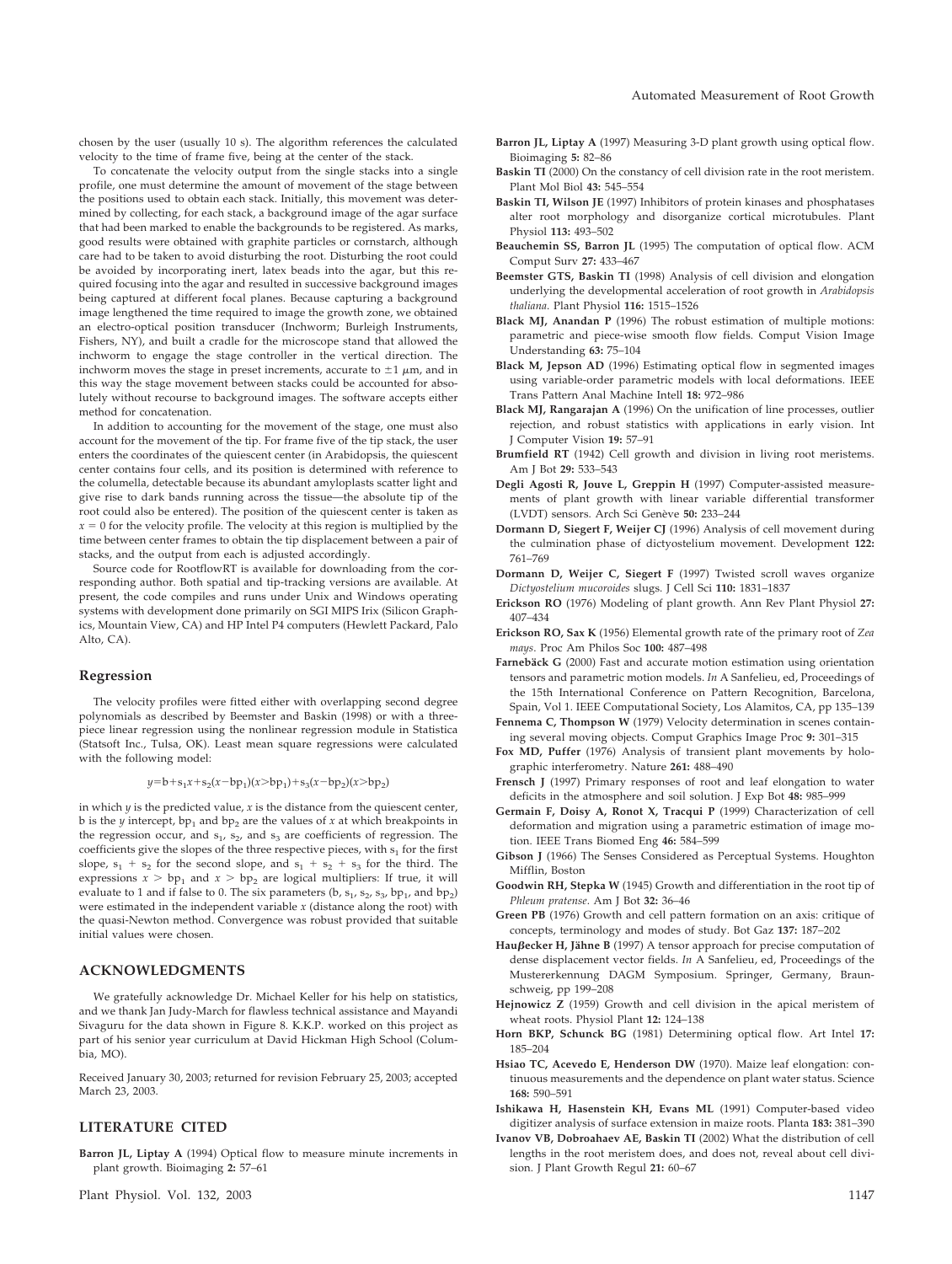chosen by the user (usually 10 s). The algorithm references the calculated velocity to the time of frame five, being at the center of the stack.

To concatenate the velocity output from the single stacks into a single profile, one must determine the amount of movement of the stage between the positions used to obtain each stack. Initially, this movement was determined by collecting, for each stack, a background image of the agar surface that had been marked to enable the backgrounds to be registered. As marks, good results were obtained with graphite particles or cornstarch, although care had to be taken to avoid disturbing the root. Disturbing the root could be avoided by incorporating inert, latex beads into the agar, but this required focusing into the agar and resulted in successive background images being captured at different focal planes. Because capturing a background image lengthened the time required to image the growth zone, we obtained an electro-optical position transducer (Inchworm; Burleigh Instruments, Fishers, NY), and built a cradle for the microscope stand that allowed the inchworm to engage the stage controller in the vertical direction. The inchworm moves the stage in preset increments, accurate to $\pm 1$ $\mu$m, and in this way the stage movement between stacks could be accounted for absolutely without recourse to background images. The software accepts either method for concatenation.

In addition to accounting for the movement of the stage, one must also account for the movement of the tip. For frame five of the tip stack, the user enters the coordinates of the quiescent center (in Arabidopsis, the quiescent center contains four cells, and its position is determined with reference to the columella, detectable because its abundant amyloplasts scatter light and give rise to dark bands running across the tissue—the absolute tip of the root could also be entered). The position of the quiescent center is taken as $x = 0$ for the velocity profile. The velocity at this region is multiplied by the time between center frames to obtain the tip displacement between a pair of stacks, and the output from each is adjusted accordingly.

Source code for RootflowRT is available for downloading from the corresponding author. Both spatial and tip-tracking versions are available. At present, the code compiles and runs under Unix and Windows operating systems with development done primarily on SGI MIPS Irix (Silicon Graphics, Mountain View, CA) and HP Intel P4 computers (Hewlett Packard, Palo Alto, CA).

### Regression

The velocity profiles were fitted either with overlapping second degree polynomials as described by Beemster and Baskin (1998) or with a three-piece linear regression using the nonlinear regression module in Statistica (Statsoft Inc., Tulsa, OK). Least mean square regressions were calculated with the following model:

$$y = b + s_1x + s_2(x - bp_1)(x > bp_1) + s_3(x - bp_2)(x > bp_2)$$

in which $y$ is the predicted value, $x$ is the distance from the quiescent center, b is the $y$ intercept, $bp_1$ and $bp_2$ are the values of $x$ at which breakpoints in the regression occur, and $s_1$, $s_2$, and $s_3$ are coefficients of regression. The coefficients give the slopes of the three respective pieces, with $s_1$ for the first slope, $s_1 + s_2$ for the second slope, and $s_1 + s_2 + s_3$ for the third. The expressions $x > bp_1$ and $x > bp_2$ are logical multipliers: If true, it will evaluate to 1 and if false to 0. The six parameters (b, $s_1$, $s_2$, $s_3$, $bp_1$, and $bp_2$) were estimated in the independent variable $x$ (distance along the root) with the quasi-Newton method. Convergence was robust provided that suitable initial values were chosen.

## ACKNOWLEDGMENTS

We gratefully acknowledge Dr. Michael Keller for his help on statistics, and we thank Jan Judy-March for flawless technical assistance and Mayandi Sivaguru for the data shown in Figure 8. K.K.P. worked on this project as part of his senior year curriculum at David Hickman High School (Columbia, MO).

Received January 30, 2003; returned for revision February 25, 2003; accepted March 23, 2003.

## LITERATURE CITED

**Barron JL, Liptay A** (1994) Optical flow to measure minute increments in plant growth. Bioimaging **2:** 57–61

**Barron JL, Liptay A** (1997) Measuring 3-D plant growth using optical flow. Bioimaging **5:** 82–86

**Baskin TI** (2000) On the constancy of cell division rate in the root meristem. Plant Mol Biol **43:** 545–554

**Baskin TI, Wilson JE** (1997) Inhibitors of protein kinases and phosphatases alter root morphology and disorganize cortical microtubules. Plant Physiol **113:** 493–502

**Beauchemin SS, Barron JL** (1995) The computation of optical flow. ACM Comput Surv **27:** 433–467

**Beemster GTS, Baskin TI** (1998) Analysis of cell division and elongation underlying the developmental acceleration of root growth in *Arabidopsis thaliana*. Plant Physiol **116:** 1515–1526

**Black MJ, Anandan P** (1996) The robust estimation of multiple motions: parametric and piece-wise smooth flow fields. Comput Vision Image Understanding **63:** 75–104

**Black M, Jepson AD** (1996) Estimating optical flow in segmented images using variable-order parametric models with local deformations. IEEE Trans Pattern Anal Machine Intell **18:** 972–986

**Black MJ, Rangarajan A** (1996) On the unification of line processes, outlier rejection, and robust statistics with applications in early vision. Int J Computer Vision **19:** 57–91

**Brumfield RT** (1942) Cell growth and division in living root meristems. Am J Bot **29:** 533–543

**Degli Agosti R, Jouve L, Greppin H** (1997) Computer-assisted measurements of plant growth with linear variable differential transformer (LVDT) sensors. Arch Sci Genève **50:** 233–244

**Dormann D, Siegert F, Weijer CJ** (1996) Analysis of cell movement during the culmination phase of dictyostelium movement. Development **122:** 761–769

**Dormann D, Weijer C, Siegert F** (1997) Twisted scroll waves organize *Dictyostelium mucoroides* slugs. J Cell Sci **110:** 1831–1837

**Erickson RO** (1976) Modeling of plant growth. Ann Rev Plant Physiol **27:** 407–434

**Erickson RO, Sax K** (1956) Elemental growth rate of the primary root of *Zea mays*. Proc Am Philos Soc **100:** 487–498

**Farnebäck G** (2000) Fast and accurate motion estimation using orientation tensors and parametric motion models. *In* A Sanfelieu, ed, Proceedings of the 15th International Conference on Pattern Recognition, Barcelona, Spain, Vol 1. IEEE Computational Society, Los Alamitos, CA, pp 135–139

**Fennema C, Thompson W** (1979) Velocity determination in scenes containing several moving objects. Comput Graphics Image Proc **9:** 301–315

**Fox MD, Puffer** (1976) Analysis of transient plant movements by holographic interferometry. Nature **261:** 488–490

**Frensch J** (1997) Primary responses of root and leaf elongation to water deficits in the atmosphere and soil solution. J Exp Bot **48:** 985–999

**Germain F, Doisy A, Ronot X, Tracqui P** (1999) Characterization of cell deformation and migration using a parametric estimation of image motion. IEEE Trans Biomed Eng **46:** 584–599

**Gibson J** (1966) The Senses Considered as Perceptual Systems. Houghton Mifflin, Boston

**Goodwin RH, Stepka W** (1945) Growth and differentiation in the root tip of *Phleum pratense*. Am J Bot **32:** 36–46

**Green PB** (1976) Growth and cell pattern formation on an axis: critique of concepts, terminology and modes of study. Bot Gaz **137:** 187–202

**Hauβecker H, Jähne B** (1997) A tensor approach for precise computation of dense displacement vector fields. *In* A Sanfelieu, ed, Proceedings of the Mustererkennung DAGM Symposium. Springer, Germany, Braunschweig, pp 199–208

**Hejnowicz Z** (1959) Growth and cell division in the apical meristem of wheat roots. Physiol Plant **12:** 124–138

**Horn BKP, Schunck BG** (1981) Determining optical flow. Art Intel **17:** 185–204

**Hsiao TC, Acevedo E, Henderson DW** (1970). Maize leaf elongation: continuous measurements and the dependence on plant water status. Science **168:** 590–591

**Ishikawa H, Hasenstein KH, Evans ML** (1991) Computer-based video digitizer analysis of surface extension in maize roots. Planta **183:** 381–390

**Ivanov VB, Dobroahaev AE, Baskin TI** (2002) What the distribution of cell lengths in the root meristem does, and does not, reveal about cell division. J Plant Growth Regul **21:** 60–67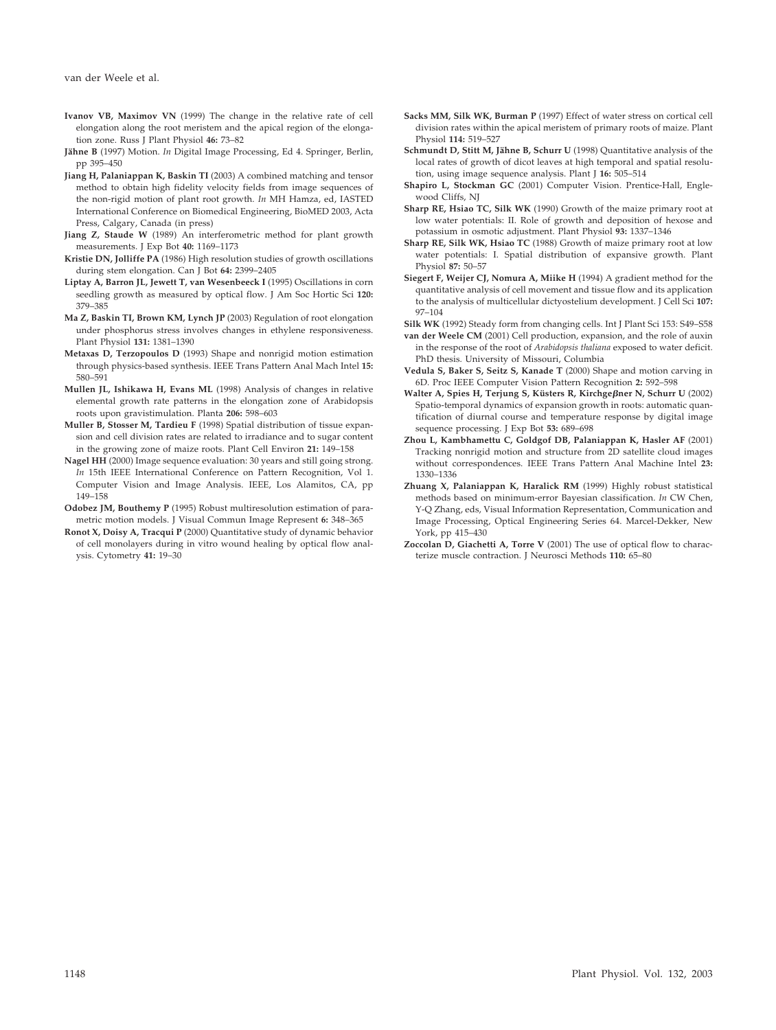**Ivanov VB, Maximov VN** (1999) The change in the relative rate of cell elongation along the root meristem and the apical region of the elongation zone. Russ J Plant Physiol **46:** 73–82

**Jähne B** (1997) Motion. *In* Digital Image Processing, Ed 4. Springer, Berlin, pp 395–450

**Jiang H, Palaniappan K, Baskin TI** (2003) A combined matching and tensor method to obtain high fidelity velocity fields from image sequences of the non-rigid motion of plant root growth. *In* MH Hamza, ed, IASTED International Conference on Biomedical Engineering, BioMED 2003, Acta Press, Calgary, Canada (in press)

**Jiang Z, Staude W** (1989) An interferometric method for plant growth measurements. J Exp Bot **40:** 1169–1173

**Kristie DN, Jolliffe PA** (1986) High resolution studies of growth oscillations during stem elongation. Can J Bot **64:** 2399–2405

**Liptay A, Barron JL, Jewett T, van Wesenbeeck I** (1995) Oscillations in corn seedling growth as measured by optical flow. J Am Soc Hortic Sci **120:** 379–385

**Ma Z, Baskin TI, Brown KM, Lynch JP** (2003) Regulation of root elongation under phosphorus stress involves changes in ethylene responsiveness. Plant Physiol **131:** 1381–1390

**Metaxas D, Terzopoulos D** (1993) Shape and nonrigid motion estimation through physics-based synthesis. IEEE Trans Pattern Anal Mach Intel **15:** 580–591

**Mullen JL, Ishikawa H, Evans ML** (1998) Analysis of changes in relative elemental growth rate patterns in the elongation zone of Arabidopsis roots upon gravistimulation. Planta **206:** 598–603

**Muller B, Stosser M, Tardieu F** (1998) Spatial distribution of tissue expansion and cell division rates are related to irradiance and to sugar content in the growing zone of maize roots. Plant Cell Environ **21:** 149–158

**Nagel HH** (2000) Image sequence evaluation: 30 years and still going strong. *In* 15th IEEE International Conference on Pattern Recognition, Vol 1. Computer Vision and Image Analysis. IEEE, Los Alamitos, CA, pp 149–158

**Odobez JM, Bouthemy P** (1995) Robust multiresolution estimation of parametric motion models. J Visual Commun Image Represent **6:** 348–365

**Ronot X, Doisy A, Tracqui P** (2000) Quantitative study of dynamic behavior of cell monolayers during in vitro wound healing by optical flow analysis. Cytometry **41:** 19–30

**Sacks MM, Silk WK, Burman P** (1997) Effect of water stress on cortical cell division rates within the apical meristem of primary roots of maize. Plant Physiol **114:** 519–527

**Schmundt D, Stitt M, Jähne B, Schurr U** (1998) Quantitative analysis of the local rates of growth of dicot leaves at high temporal and spatial resolution, using image sequence analysis. Plant J **16:** 505–514

**Shapiro L, Stockman GC** (2001) Computer Vision. Prentice-Hall, Englewood Cliffs, NJ

**Sharp RE, Hsiao TC, Silk WK** (1990) Growth of the maize primary root at low water potentials: II. Role of growth and deposition of hexose and potassium in osmotic adjustment. Plant Physiol **93:** 1337–1346

**Sharp RE, Silk WK, Hsiao TC** (1988) Growth of maize primary root at low water potentials: I. Spatial distribution of expansive growth. Plant Physiol **87:** 50–57

**Siegert F, Weijer CJ, Nomura A, Miike H** (1994) A gradient method for the quantitative analysis of cell movement and tissue flow and its application to the analysis of multicellular dictyostelium development. J Cell Sci **107:** 97–104

**Silk WK** (1992) Steady form from changing cells. Int J Plant Sci 153: S49–S58

**van der Weele CM** (2001) Cell production, expansion, and the role of auxin in the response of the root of *Arabidopsis thaliana* exposed to water deficit. PhD thesis. University of Missouri, Columbia

**Vedula S, Baker S, Seitz S, Kanade T** (2000) Shape and motion carving in 6D. Proc IEEE Computer Vision Pattern Recognition **2:** 592–598

**Walter A, Spies H, Terjung S, Küsters R, Kirchgeβner N, Schurr U** (2002) Spatio-temporal dynamics of expansion growth in roots: automatic quantification of diurnal course and temperature response by digital image sequence processing. J Exp Bot **53:** 689–698

**Zhou L, Kambhamettu C, Goldgof DB, Palaniappan K, Hasler AF** (2001) Tracking nonrigid motion and structure from 2D satellite cloud images without correspondences. IEEE Trans Pattern Anal Machine Intel **23:** 1330–1336

**Zhuang X, Palaniappan K, Haralick RM** (1999) Highly robust statistical methods based on minimum-error Bayesian classification. *In* CW Chen, Y-Q Zhang, eds, Visual Information Representation, Communication and Image Processing, Optical Engineering Series 64. Marcel-Dekker, New York, pp 415–430

**Zoccolan D, Giachetti A, Torre V** (2001) The use of optical flow to characterize muscle contraction. J Neurosci Methods **110:** 65–80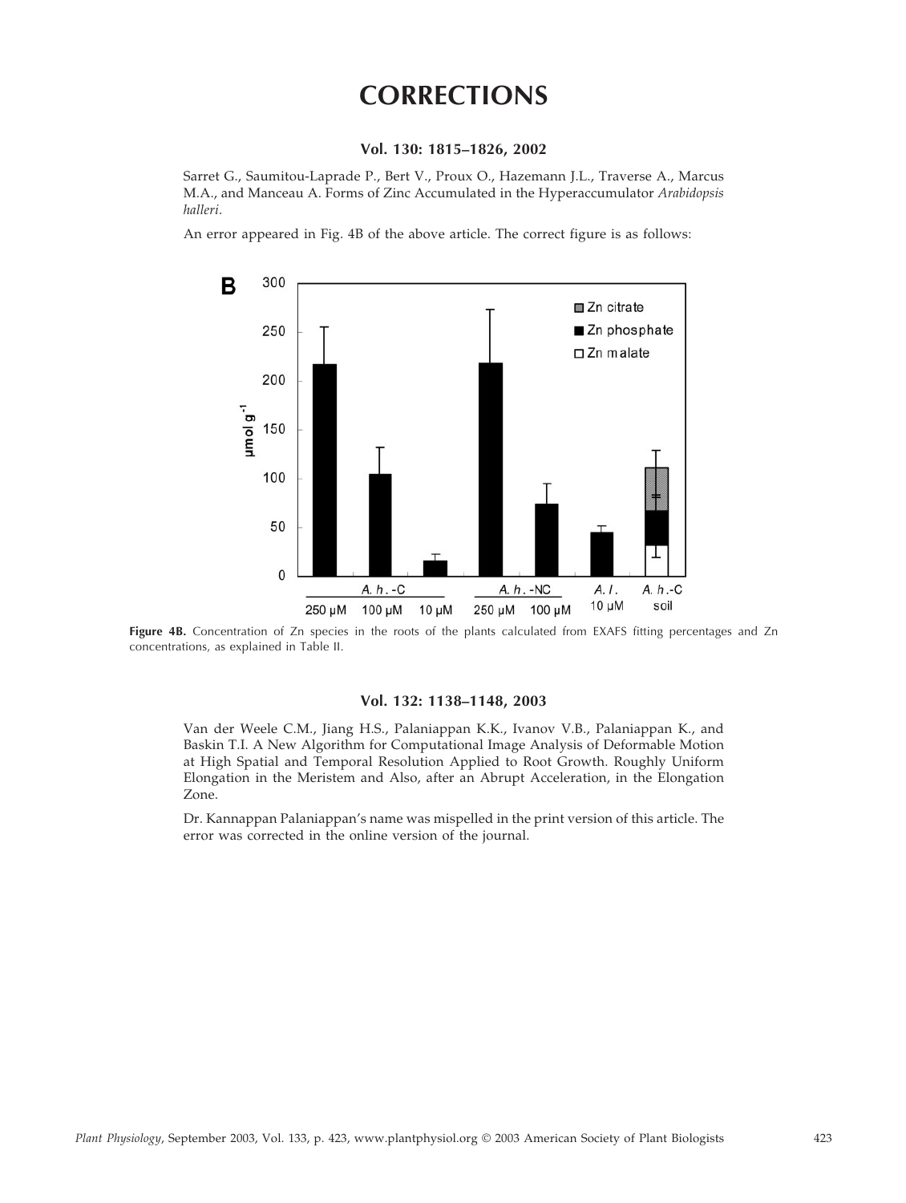# CORRECTIONS

## Vol. 130: 1815–1826, 2002

Sarret G., Saumitou-Laprade P., Bert V., Proux O., Hazemann J.L., Traverse A., Marcus M.A., and Manceau A. Forms of Zinc Accumulated in the Hyperaccumulator *Arabidopsis halleri*.

An error appeared in Fig. 4B of the above article. The correct figure is as follows:

B

300
250
200
150
100
50
0

μmol g⁻¹

Zn citrate
Zn phosphate
Zn malate

A. h. -C
250 μM 100 μM 10 μM
A. h. -NC
250 μM 100 μM
A. l.
10 μM
A. h.-C
soil

**Figure 4B.** Concentration of Zn species in the roots of the plants calculated from EXAFS fitting percentages and Zn concentrations, as explained in Table II.

## Vol. 132: 1138–1148, 2003

Van der Weele C.M., Jiang H.S., Palaniappan K.K., Ivanov V.B., Palaniappan K., and Baskin T.I. A New Algorithm for Computational Image Analysis of Deformable Motion at High Spatial and Temporal Resolution Applied to Root Growth. Roughly Uniform Elongation in the Meristem and Also, after an Abrupt Acceleration, in the Elongation Zone.

Dr. Kannappan Palaniappan's name was mispelled in the print version of this article. The error was corrected in the online version of the journal.